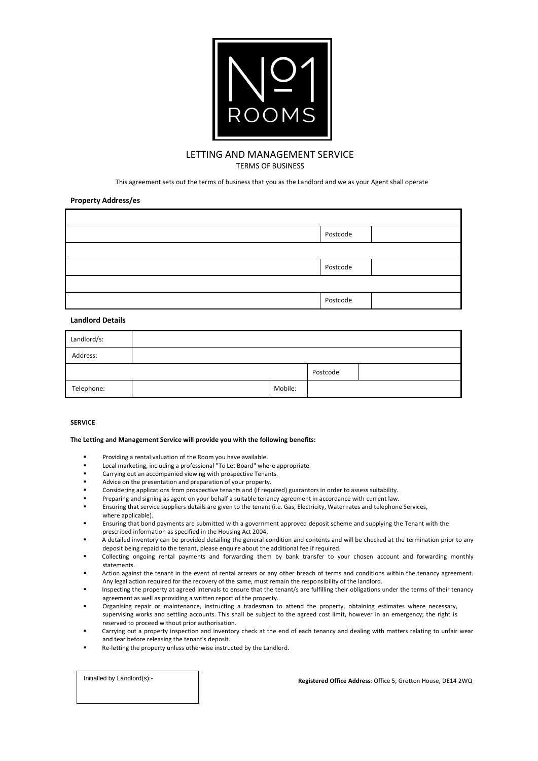# LETTING AND MANAGEMENT SERVICE

TERMS OF BUSINESS

This agreement sets out the terms of business that you as the Landlord and we as your Agent shall operate

**Property Address/es**

| | | |
|---|---|---|
| | | |
| | Postcode | |
| | | |
| | Postcode | |
| | | |
| | Postcode | |

**Landlord Details**

| | | | |
|---|---|---|---|
| Landlord/s: | | | |
| Address: | | | |
| | | Postcode | |
| Telephone: | | Mobile: | |

**SERVICE**

**The Letting and Management Service will provide you with the following benefits:**

- Providing a rental valuation of the Room you have available.
- Local marketing, including a professional "To Let Board" where appropriate.
- Carrying out an accompanied viewing with prospective Tenants.
- Advice on the presentation and preparation of your property.
- Considering applications from prospective tenants and (if required) guarantors in order to assess suitability.
- Preparing and signing as agent on your behalf a suitable tenancy agreement in accordance with current law.
- Ensuring that service suppliers details are given to the tenant (i.e. Gas, Electricity, Water rates and telephone Services, where applicable).
- Ensuring that bond payments are submitted with a government approved deposit scheme and supplying the Tenant with the prescribed information as specified in the Housing Act 2004.
- A detailed inventory can be provided detailing the general condition and contents and will be checked at the termination prior to any deposit being repaid to the tenant, please enquire about the additional fee if required.
- Collecting ongoing rental payments and forwarding them by bank transfer to your chosen account and forwarding monthly statements.
- Action against the tenant in the event of rental arrears or any other breach of terms and conditions within the tenancy agreement. Any legal action required for the recovery of the same, must remain the responsibility of the landlord.
- Inspecting the property at agreed intervals to ensure that the tenant/s are fulfilling their obligations under the terms of their tenancy agreement as well as providing a written report of the property.
- Organising repair or maintenance, instructing a tradesman to attend the property, obtaining estimates where necessary, supervising works and settling accounts. This shall be subject to the agreed cost limit, however in an emergency; the right is reserved to proceed without prior authorisation.
- Carrying out a property inspection and inventory check at the end of each tenancy and dealing with matters relating to unfair wear and tear before releasing the tenant's deposit.
- Re-letting the property unless otherwise instructed by the Landlord.

| Initialled by Landlord(s):- |
|---|
| |

**Registered Office Address**: Office 5, Gretton House, DE14 2WQ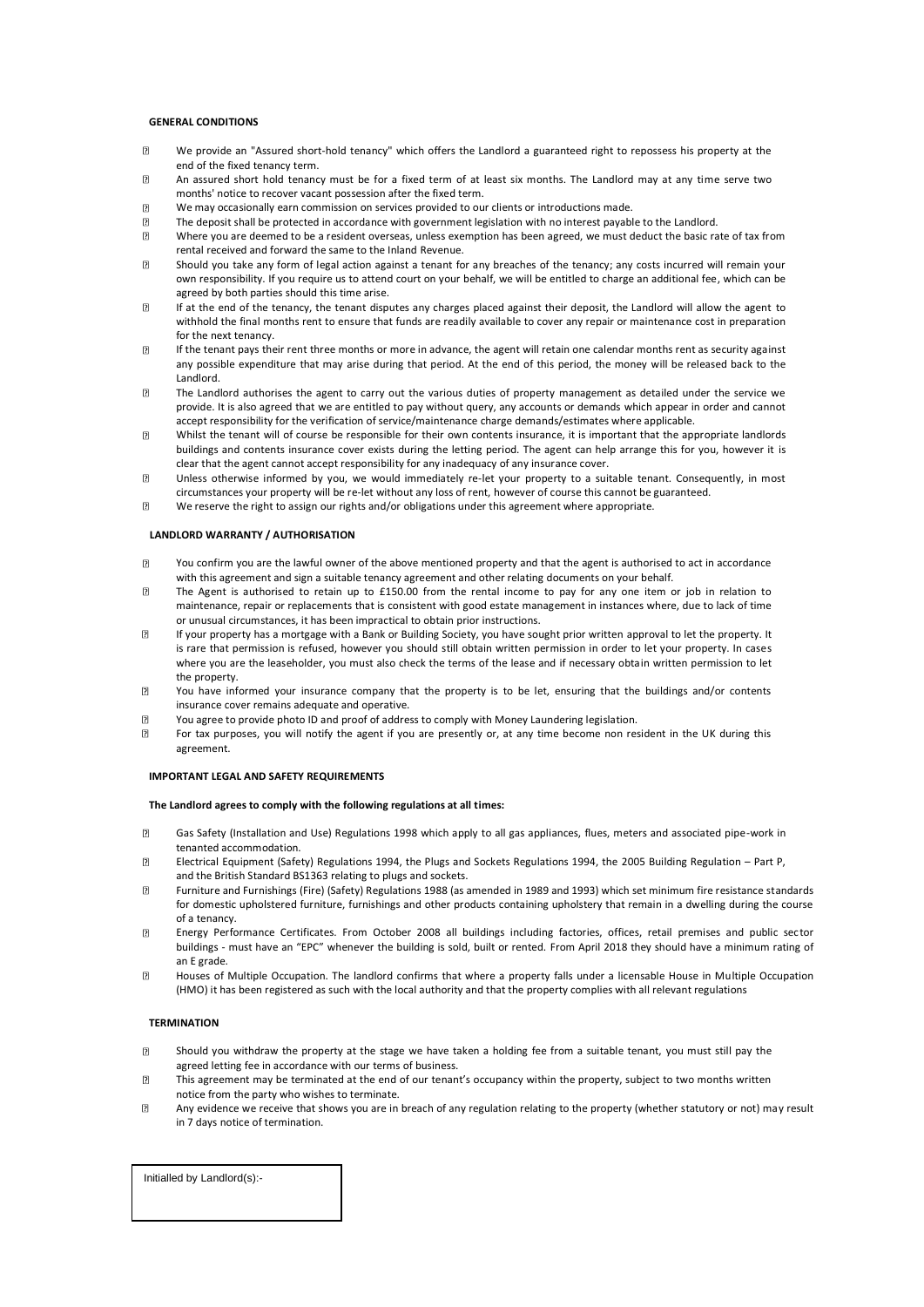**GENERAL CONDITIONS**

- We provide an "Assured short-hold tenancy" which offers the Landlord a guaranteed right to repossess his property at the end of the fixed tenancy term.
- An assured short hold tenancy must be for a fixed term of at least six months. The Landlord may at any time serve two months' notice to recover vacant possession after the fixed term.
- We may occasionally earn commission on services provided to our clients or introductions made.
- The deposit shall be protected in accordance with government legislation with no interest payable to the Landlord.
- Where you are deemed to be a resident overseas, unless exemption has been agreed, we must deduct the basic rate of tax from rental received and forward the same to the Inland Revenue.
- Should you take any form of legal action against a tenant for any breaches of the tenancy; any costs incurred will remain your own responsibility. If you require us to attend court on your behalf, we will be entitled to charge an additional fee, which can be agreed by both parties should this time arise.
- If at the end of the tenancy, the tenant disputes any charges placed against their deposit, the Landlord will allow the agent to withhold the final months rent to ensure that funds are readily available to cover any repair or maintenance cost in preparation for the next tenancy.
- If the tenant pays their rent three months or more in advance, the agent will retain one calendar months rent as security against any possible expenditure that may arise during that period. At the end of this period, the money will be released back to the Landlord.
- The Landlord authorises the agent to carry out the various duties of property management as detailed under the service we provide. It is also agreed that we are entitled to pay without query, any accounts or demands which appear in order and cannot accept responsibility for the verification of service/maintenance charge demands/estimates where applicable.
- Whilst the tenant will of course be responsible for their own contents insurance, it is important that the appropriate landlords buildings and contents insurance cover exists during the letting period. The agent can help arrange this for you, however it is clear that the agent cannot accept responsibility for any inadequacy of any insurance cover.
- Unless otherwise informed by you, we would immediately re-let your property to a suitable tenant. Consequently, in most circumstances your property will be re-let without any loss of rent, however of course this cannot be guaranteed.
- We reserve the right to assign our rights and/or obligations under this agreement where appropriate.

**LANDLORD WARRANTY / AUTHORISATION**

- You confirm you are the lawful owner of the above mentioned property and that the agent is authorised to act in accordance with this agreement and sign a suitable tenancy agreement and other relating documents on your behalf.
- The Agent is authorised to retain up to £150.00 from the rental income to pay for any one item or job in relation to maintenance, repair or replacements that is consistent with good estate management in instances where, due to lack of time or unusual circumstances, it has been impractical to obtain prior instructions.
- If your property has a mortgage with a Bank or Building Society, you have sought prior written approval to let the property. It is rare that permission is refused, however you should still obtain written permission in order to let your property. In cases where you are the leaseholder, you must also check the terms of the lease and if necessary obtain written permission to let the property.
- You have informed your insurance company that the property is to be let, ensuring that the buildings and/or contents insurance cover remains adequate and operative.
- You agree to provide photo ID and proof of address to comply with Money Laundering legislation.
- For tax purposes, you will notify the agent if you are presently or, at any time become non resident in the UK during this agreement.

**IMPORTANT LEGAL AND SAFETY REQUIREMENTS**

**The Landlord agrees to comply with the following regulations at all times:**

- Gas Safety (Installation and Use) Regulations 1998 which apply to all gas appliances, flues, meters and associated pipe-work in tenanted accommodation.
- Electrical Equipment (Safety) Regulations 1994, the Plugs and Sockets Regulations 1994, the 2005 Building Regulation – Part P, and the British Standard BS1363 relating to plugs and sockets.
- Furniture and Furnishings (Fire) (Safety) Regulations 1988 (as amended in 1989 and 1993) which set minimum fire resistance standards for domestic upholstered furniture, furnishings and other products containing upholstery that remain in a dwelling during the course of a tenancy.
- Energy Performance Certificates. From October 2008 all buildings including factories, offices, retail premises and public sector buildings - must have an "EPC" whenever the building is sold, built or rented. From April 2018 they should have a minimum rating of an E grade.
- Houses of Multiple Occupation. The landlord confirms that where a property falls under a licensable House in Multiple Occupation (HMO) it has been registered as such with the local authority and that the property complies with all relevant regulations

**TERMINATION**

- Should you withdraw the property at the stage we have taken a holding fee from a suitable tenant, you must still pay the agreed letting fee in accordance with our terms of business.
- This agreement may be terminated at the end of our tenant's occupancy within the property, subject to two months written notice from the party who wishes to terminate.
- Any evidence we receive that shows you are in breach of any regulation relating to the property (whether statutory or not) may result in 7 days notice of termination.

Initialled by Landlord(s):-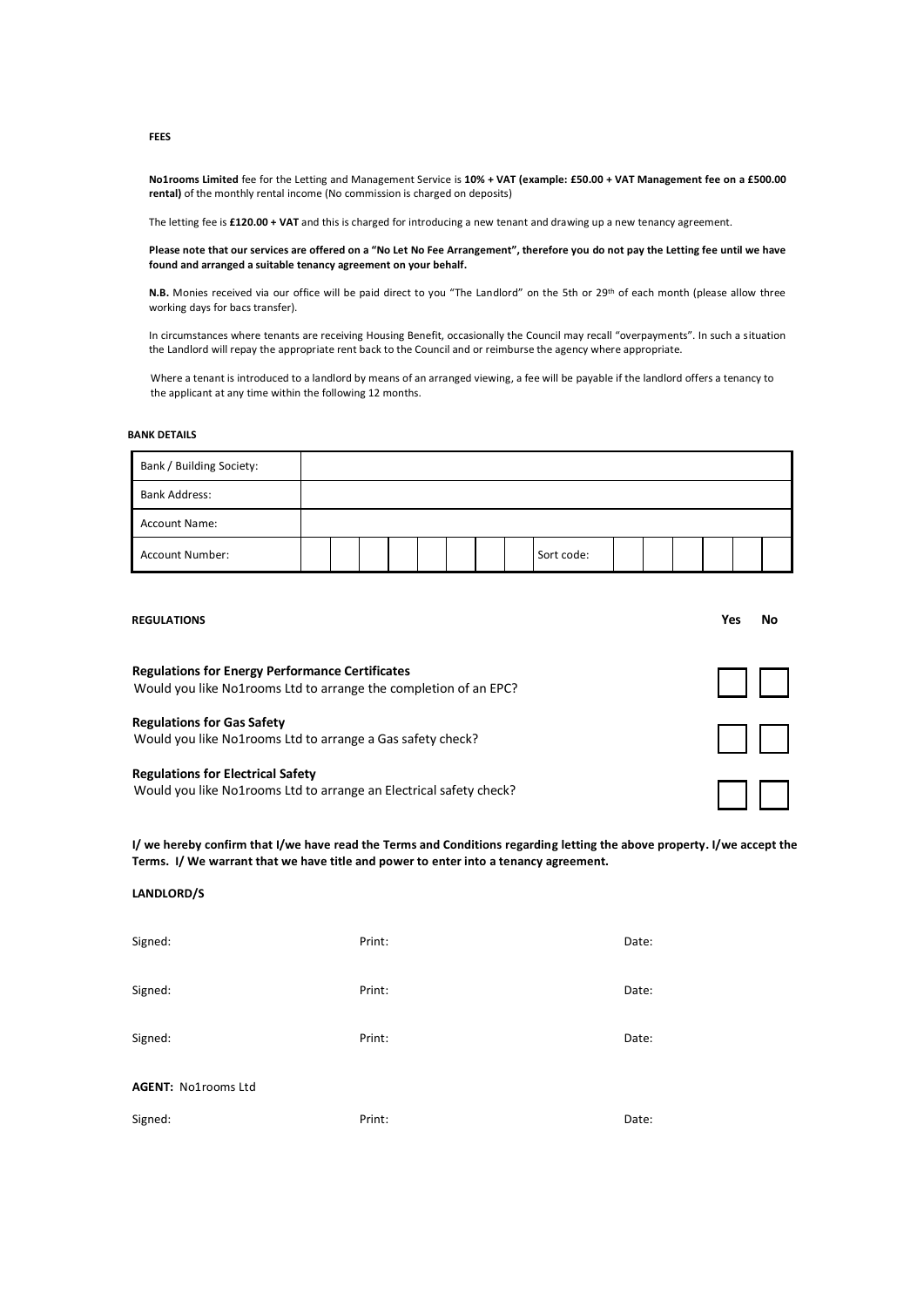## FEES

**No1rooms Limited** fee for the Letting and Management Service is **10% + VAT (example: £50.00 + VAT Management fee on a £500.00 rental)** of the monthly rental income (No commission is charged on deposits)

The letting fee is **£120.00 + VAT** and this is charged for introducing a new tenant and drawing up a new tenancy agreement.

**Please note that our services are offered on a "No Let No Fee Arrangement", therefore you do not pay the Letting fee until we have found and arranged a suitable tenancy agreement on your behalf.**

**N.B.** Monies received via our office will be paid direct to you "The Landlord" on the 5th or 29th of each month (please allow three working days for bacs transfer).

In circumstances where tenants are receiving Housing Benefit, occasionally the Council may recall "overpayments". In such a situation the Landlord will repay the appropriate rent back to the Council and or reimburse the agency where appropriate.

Where a tenant is introduced to a landlord by means of an arranged viewing, a fee will be payable if the landlord offers a tenancy to the applicant at any time within the following 12 months.

## BANK DETAILS

| Bank / Building Society: | |
|---|---|
| Bank Address: | |
| Account Name: | |
| Account Number: | Sort code: |

## REGULATIONS

| | Yes | No |
|---|---|---|
| **Regulations for Energy Performance Certificates**<br>Would you like No1rooms Ltd to arrange the completion of an EPC? | ☐ | ☐ |
| **Regulations for Gas Safety**<br>Would you like No1rooms Ltd to arrange a Gas safety check? | ☐ | ☐ |
| **Regulations for Electrical Safety**<br>Would you like No1rooms Ltd to arrange an Electrical safety check? | ☐ | ☐ |

**I/ we hereby confirm that I/we have read the Terms and Conditions regarding letting the above property. I/we accept the Terms. I/ We warrant that we have title and power to enter into a tenancy agreement.**

**LANDLORD/S**

Signed: Print: Date:

Signed: Print: Date:

Signed: Print: Date:

**AGENT:** No1rooms Ltd

Signed: Print: Date: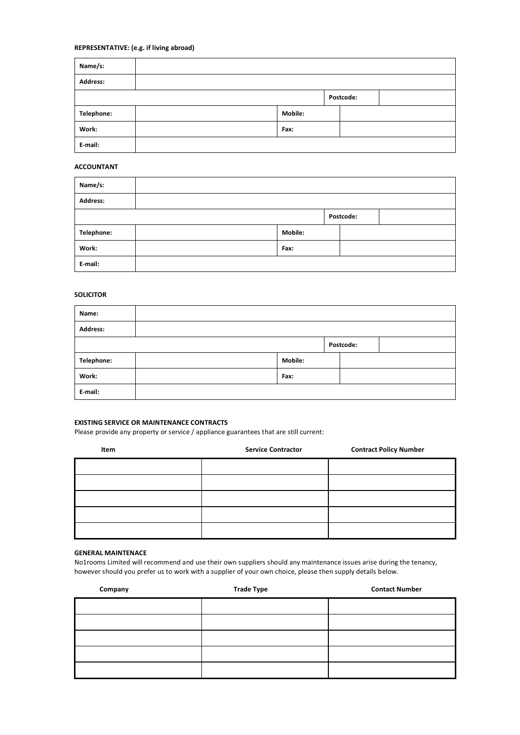**REPRESENTATIVE: (e.g. if living abroad)**

| | | | |
|---|---|---|---|
| **Name/s:** | | | |
| **Address:** | | | |
| | | **Postcode:** | |
| **Telephone:** | | **Mobile:** | |
| **Work:** | | **Fax:** | |
| **E-mail:** | | | |

**ACCOUNTANT**

| | | | |
|---|---|---|---|
| **Name/s:** | | | |
| **Address:** | | | |
| | | **Postcode:** | |
| **Telephone:** | | **Mobile:** | |
| **Work:** | | **Fax:** | |
| **E-mail:** | | | |

**SOLICITOR**

| | | | |
|---|---|---|---|
| **Name:** | | | |
| **Address:** | | | |
| | | **Postcode:** | |
| **Telephone:** | | **Mobile:** | |
| **Work:** | | **Fax:** | |
| **E-mail:** | | | |

**EXISTING SERVICE OR MAINTENANCE CONTRACTS**

Please provide any property or service / appliance guarantees that are still current:

| Item | Service Contractor | Contract Policy Number |
|---|---|---|
| | | |
| | | |
| | | |
| | | |
| | | |

**GENERAL MAINTENACE**

No1rooms Limited will recommend and use their own suppliers should any maintenance issues arise during the tenancy, however should you prefer us to work with a supplier of your own choice, please then supply details below.

| Company | Trade Type | Contact Number |
|---|---|---|
| | | |
| | | |
| | | |
| | | |
| | | |